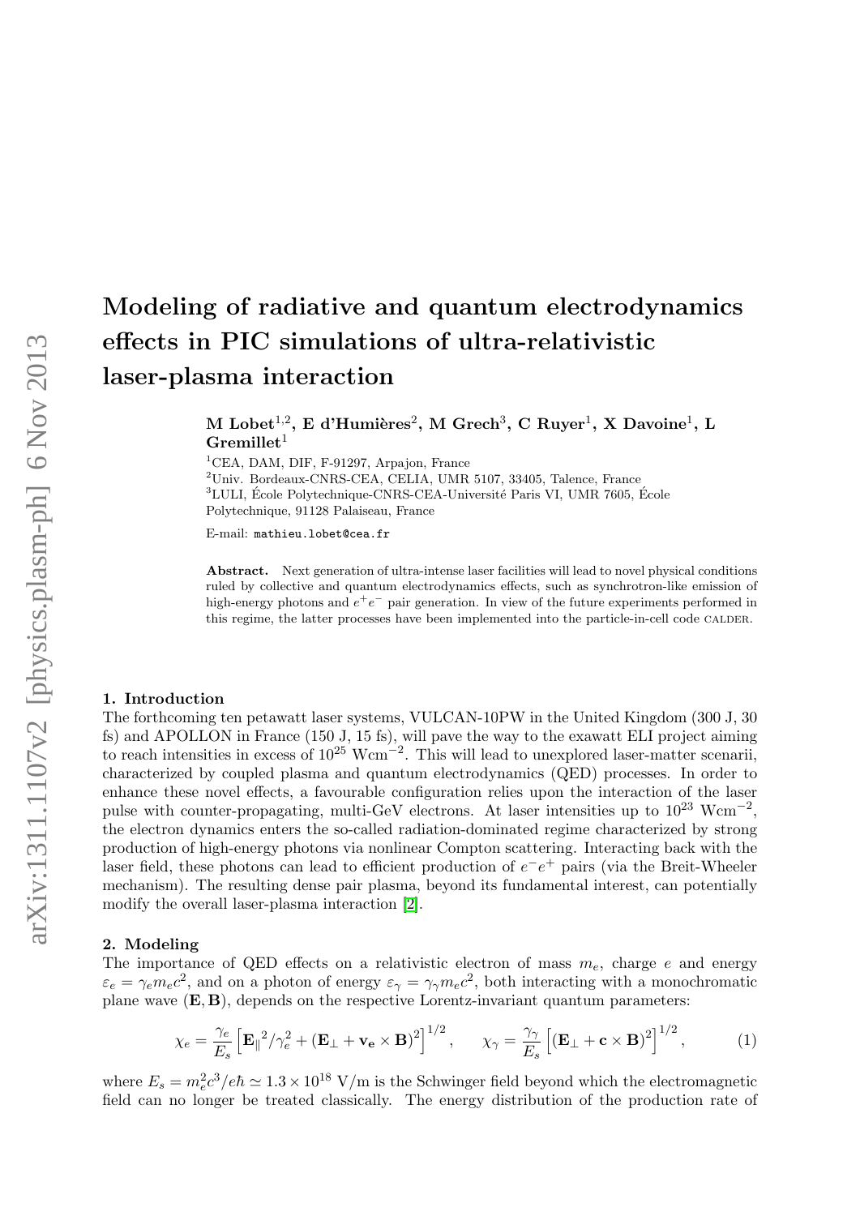# Modeling of radiative and quantum electrodynamics effects in PIC simulations of ultra-relativistic laser-plasma interaction

**M Lobet[1,2], E d'Humières[2], M Grech[3], C Ruyer[1], X Davoine[1], L Gremillet[1]**

[1]CEA, DAM, DIF, F-91297, Arpajon, France

[2]Univ. Bordeaux-CNRS-CEA, CELIA, UMR 5107, 33405, Talence, France

[3]LULI, École Polytechnique-CNRS-CEA-Université Paris VI, UMR 7605, École Polytechnique, 91128 Palaiseau, France

E-mail: mathieu.lobet@cea.fr

**Abstract.** Next generation of ultra-intense laser facilities will lead to novel physical conditions ruled by collective and quantum electrodynamics effects, such as synchrotron-like emission of high-energy photons and $e^+e^-$ pair generation. In view of the future experiments performed in this regime, the latter processes have been implemented into the particle-in-cell code CALDER.

## 1. Introduction

The forthcoming ten petawatt laser systems, VULCAN-10PW in the United Kingdom (300 J, 30 fs) and APOLLON in France (150 J, 15 fs), will pave the way to the exawatt ELI project aiming to reach intensities in excess of $10^{25}$ Wcm$^{-2}$. This will lead to unexplored laser-matter scenarii, characterized by coupled plasma and quantum electrodynamics (QED) processes. In order to enhance these novel effects, a favourable configuration relies upon the interaction of the laser pulse with counter-propagating, multi-GeV electrons. At laser intensities up to $10^{23}$ Wcm$^{-2}$, the electron dynamics enters the so-called radiation-dominated regime characterized by strong production of high-energy photons via nonlinear Compton scattering. Interacting back with the laser field, these photons can lead to efficient production of $e^-e^+$ pairs (via the Breit-Wheeler mechanism). The resulting dense pair plasma, beyond its fundamental interest, can potentially modify the overall laser-plasma interaction [2].

## 2. Modeling

The importance of QED effects on a relativistic electron of mass $m_e$, charge $e$ and energy $\varepsilon_e = \gamma_e m_e c^2$, and on a photon of energy $\varepsilon_\gamma = \gamma_\gamma m_e c^2$, both interacting with a monochromatic plane wave $(\mathbf{E}, \mathbf{B})$, depends on the respective Lorentz-invariant quantum parameters:

$$\chi_e = \frac{\gamma_e}{E_s}\left[{\mathbf{E}_\parallel}^2/\gamma_e^2 + (\mathbf{E}_\perp + \mathbf{v_e}\times\mathbf{B})^2\right]^{1/2}, \qquad \chi_\gamma = \frac{\gamma_\gamma}{E_s}\left[(\mathbf{E}_\perp + \mathbf{c}\times\mathbf{B})^2\right]^{1/2}, \tag{1}$$

where $E_s = m_e^2 c^3/e\hbar \simeq 1.3\times 10^{18}$ V/m is the Schwinger field beyond which the electromagnetic field can no longer be treated classically. The energy distribution of the production rate of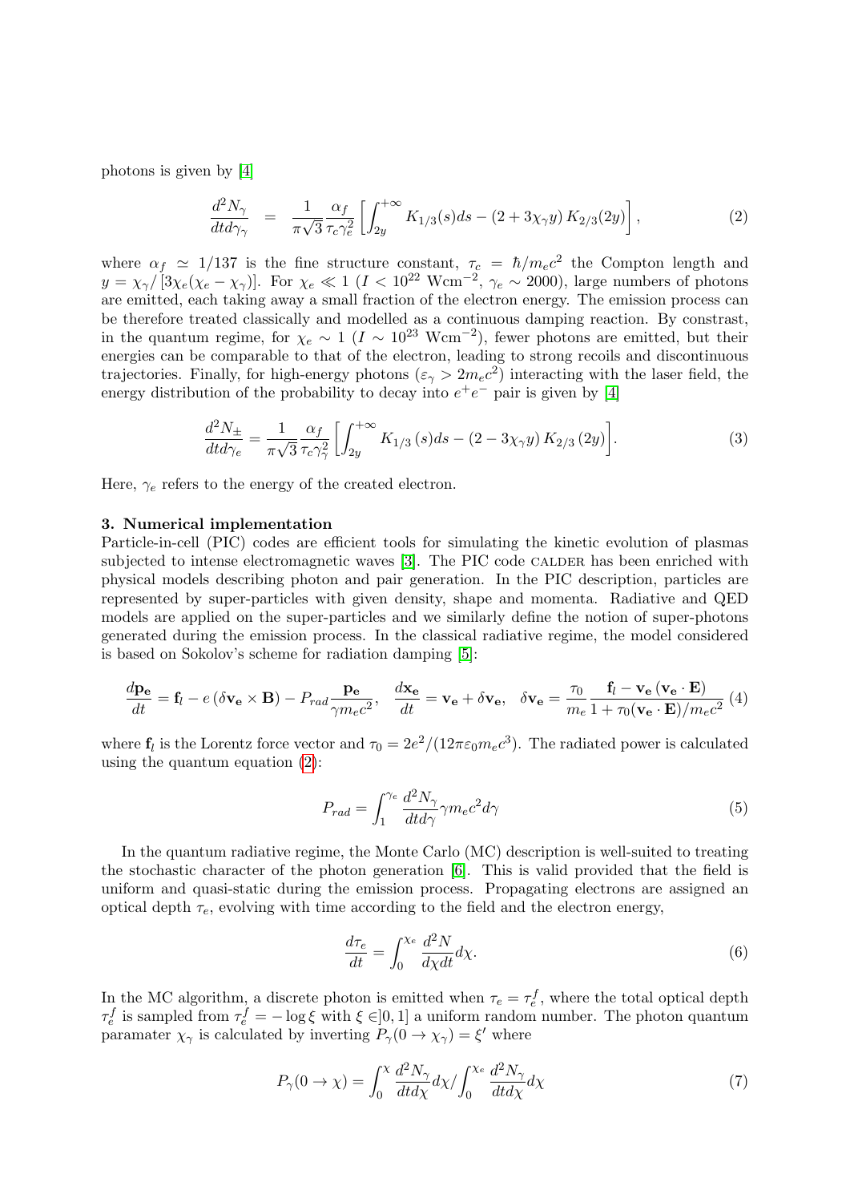photons is given by [4]

$$\frac{d^2N_\gamma}{dtd\gamma_\gamma} = \frac{1}{\pi\sqrt{3}}\frac{\alpha_f}{\tau_c\gamma_e^2}\left[\int_{2y}^{+\infty} K_{1/3}(s)ds - (2+3\chi_\gamma y)\, K_{2/3}(2y)\right], \tag{2}$$

where $\alpha_f \simeq 1/137$ is the fine structure constant, $\tau_c = \hbar/m_ec^2$ the Compton length and $y = \chi_\gamma/\left[3\chi_e(\chi_e-\chi_\gamma)\right]$. For $\chi_e \ll 1$ ($I < 10^{22}$ Wcm$^{-2}$, $\gamma_e \sim 2000$), large numbers of photons are emitted, each taking away a small fraction of the electron energy. The emission process can be therefore treated classically and modelled as a continuous damping reaction. By constrast, in the quantum regime, for $\chi_e \sim 1$ ($I \sim 10^{23}$ Wcm$^{-2}$), fewer photons are emitted, but their energies can be comparable to that of the electron, leading to strong recoils and discontinuous trajectories. Finally, for high-energy photons ($\varepsilon_\gamma > 2m_ec^2$) interacting with the laser field, the energy distribution of the probability to decay into $e^+e^-$ pair is given by [4]

$$\frac{d^2N_\pm}{dtd\gamma_e} = \frac{1}{\pi\sqrt{3}}\frac{\alpha_f}{\tau_c\gamma_\gamma^2}\left[\int_{2y}^{+\infty} K_{1/3}\left(s\right)ds - \left(2-3\chi_\gamma y\right) K_{2/3}\left(2y\right)\right]. \tag{3}$$

Here, $\gamma_e$ refers to the energy of the created electron.

### 3. Numerical implementation

Particle-in-cell (PIC) codes are efficient tools for simulating the kinetic evolution of plasmas subjected to intense electromagnetic waves [3]. The PIC code CALDER has been enriched with physical models describing photon and pair generation. In the PIC description, particles are represented by super-particles with given density, shape and momenta. Radiative and QED models are applied on the super-particles and we similarly define the notion of super-photons generated during the emission process. In the classical radiative regime, the model considered is based on Sokolov's scheme for radiation damping [5]:

$$\frac{d\mathbf{p_e}}{dt} = \mathbf{f}_l - e\left(\delta\mathbf{v_e}\times\mathbf{B}\right) - P_{rad}\frac{\mathbf{p_e}}{\gamma m_ec^2}, \quad \frac{d\mathbf{x_e}}{dt} = \mathbf{v_e} + \delta\mathbf{v_e}, \quad \delta\mathbf{v_e} = \frac{\tau_0}{m_e}\frac{\mathbf{f}_l - \mathbf{v_e}\left(\mathbf{v_e}\cdot\mathbf{E}\right)}{1+\tau_0(\mathbf{v_e}\cdot\mathbf{E})/m_ec^2} \tag{4}$$

where $\mathbf{f}_l$ is the Lorentz force vector and $\tau_0 = 2e^2/(12\pi\varepsilon_0 m_ec^3)$. The radiated power is calculated using the quantum equation (2):

$$P_{rad} = \int_1^{\gamma_e} \frac{d^2N_\gamma}{dtd\gamma}\gamma m_ec^2 d\gamma \tag{5}$$

In the quantum radiative regime, the Monte Carlo (MC) description is well-suited to treating the stochastic character of the photon generation [6]. This is valid provided that the field is uniform and quasi-static during the emission process. Propagating electrons are assigned an optical depth $\tau_e$, evolving with time according to the field and the electron energy,

$$\frac{d\tau_e}{dt} = \int_0^{\chi_e}\frac{d^2N}{d\chi dt}d\chi. \tag{6}$$

In the MC algorithm, a discrete photon is emitted when $\tau_e = \tau_e^f$, where the total optical depth $\tau_e^f$ is sampled from $\tau_e^f = -\log\xi$ with $\xi \in ]0,1]$ a uniform random number. The photon quantum paramater $\chi_\gamma$ is calculated by inverting $P_\gamma(0\to\chi_\gamma) = \xi'$ where

$$P_\gamma(0\to\chi) = \int_0^{\chi}\frac{d^2N_\gamma}{dtd\chi}d\chi \Big/ \int_0^{\chi_e}\frac{d^2N_\gamma}{dtd\chi}d\chi \tag{7}$$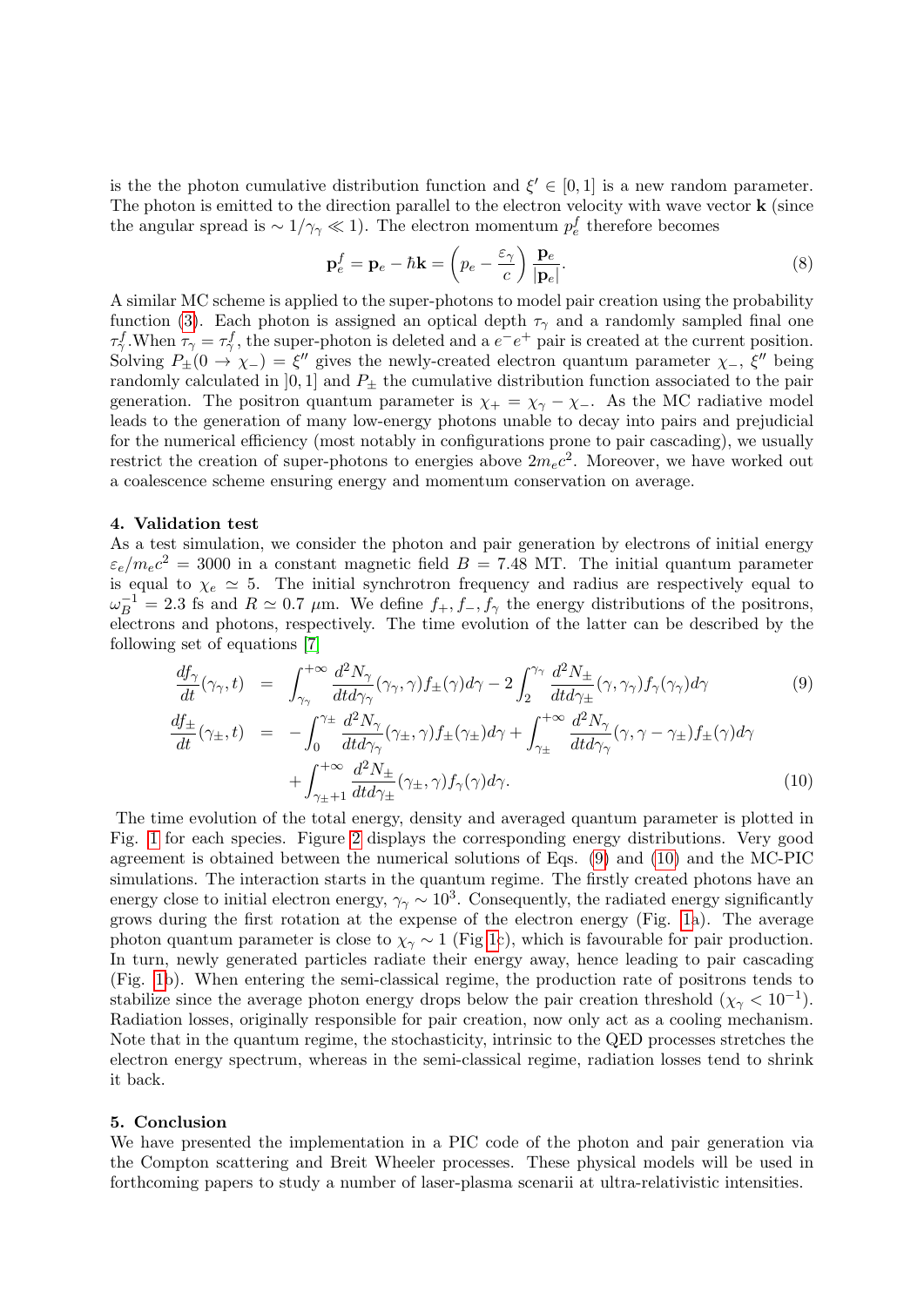is the the photon cumulative distribution function and $\xi' \in [0,1]$ is a new random parameter. The photon is emitted to the direction parallel to the electron velocity with wave vector $\mathbf{k}$ (since the angular spread is $\sim 1/\gamma_\gamma \ll 1$). The electron momentum $p_e^f$ therefore becomes

$$\mathbf{p}_e^f = \mathbf{p}_e - \hbar\mathbf{k} = \left(p_e - \frac{\varepsilon_\gamma}{c}\right)\frac{\mathbf{p}_e}{|\mathbf{p}_e|}. \tag{8}$$

A similar MC scheme is applied to the super-photons to model pair creation using the probability function (3). Each photon is assigned an optical depth $\tau_\gamma$ and a randomly sampled final one $\tau_\gamma^f$.When $\tau_\gamma = \tau_\gamma^f$, the super-photon is deleted and a $e^-e^+$ pair is created at the current position. Solving $P_\pm(0 \to \chi_-) = \xi''$ gives the newly-created electron quantum parameter $\chi_-$, $\xi''$ being randomly calculated in $]0,1]$ and $P_\pm$ the cumulative distribution function associated to the pair generation. The positron quantum parameter is $\chi_+ = \chi_\gamma - \chi_-$. As the MC radiative model leads to the generation of many low-energy photons unable to decay into pairs and prejudicial for the numerical efficiency (most notably in configurations prone to pair cascading), we usually restrict the creation of super-photons to energies above $2m_ec^2$. Moreover, we have worked out a coalescence scheme ensuring energy and momentum conservation on average.

## 4. Validation test

As a test simulation, we consider the photon and pair generation by electrons of initial energy $\varepsilon_e/m_ec^2 = 3000$ in a constant magnetic field $B = 7.48$ MT. The initial quantum parameter is equal to $\chi_e \simeq 5$. The initial synchrotron frequency and radius are respectively equal to $\omega_B^{-1} = 2.3$ fs and $R \simeq 0.7$ $\mu$m. We define $f_+, f_-, f_\gamma$ the energy distributions of the positrons, electrons and photons, respectively. The time evolution of the latter can be described by the following set of equations [7]

$$\frac{df_\gamma}{dt}(\gamma_\gamma, t) = \int_{\gamma_\gamma}^{+\infty} \frac{d^2N_\gamma}{dtd\gamma_\gamma}(\gamma_\gamma,\gamma)f_\pm(\gamma)d\gamma - 2\int_2^{\gamma_\gamma}\frac{d^2N_\pm}{dtd\gamma_\pm}(\gamma,\gamma_\gamma)f_\gamma(\gamma_\gamma)d\gamma \tag{9}$$

$$\begin{aligned}\frac{df_\pm}{dt}(\gamma_\pm, t) = &-\int_0^{\gamma_\pm}\frac{d^2N_\gamma}{dtd\gamma_\gamma}(\gamma_\pm,\gamma)f_\pm(\gamma_\pm)d\gamma + \int_{\gamma_\pm}^{+\infty}\frac{d^2N_\gamma}{dtd\gamma_\gamma}(\gamma,\gamma-\gamma_\pm)f_\pm(\gamma)d\gamma \\ &+ \int_{\gamma_\pm+1}^{+\infty}\frac{d^2N_\pm}{dtd\gamma_\pm}(\gamma_\pm,\gamma)f_\gamma(\gamma)d\gamma.\end{aligned} \tag{10}$$

The time evolution of the total energy, density and averaged quantum parameter is plotted in Fig. 1 for each species. Figure 2 displays the corresponding energy distributions. Very good agreement is obtained between the numerical solutions of Eqs. (9) and (10) and the MC-PIC simulations. The interaction starts in the quantum regime. The firstly created photons have an energy close to initial electron energy, $\gamma_\gamma \sim 10^3$. Consequently, the radiated energy significantly grows during the first rotation at the expense of the electron energy (Fig. 1a). The average photon quantum parameter is close to $\chi_\gamma \sim 1$ (Fig 1c), which is favourable for pair production. In turn, newly generated particles radiate their energy away, hence leading to pair cascading (Fig. 1b). When entering the semi-classical regime, the production rate of positrons tends to stabilize since the average photon energy drops below the pair creation threshold ($\chi_\gamma < 10^{-1}$). Radiation losses, originally responsible for pair creation, now only act as a cooling mechanism. Note that in the quantum regime, the stochasticity, intrinsic to the QED processes stretches the electron energy spectrum, whereas in the semi-classical regime, radiation losses tend to shrink it back.

## 5. Conclusion

We have presented the implementation in a PIC code of the photon and pair generation via the Compton scattering and Breit Wheeler processes. These physical models will be used in forthcoming papers to study a number of laser-plasma scenarii at ultra-relativistic intensities.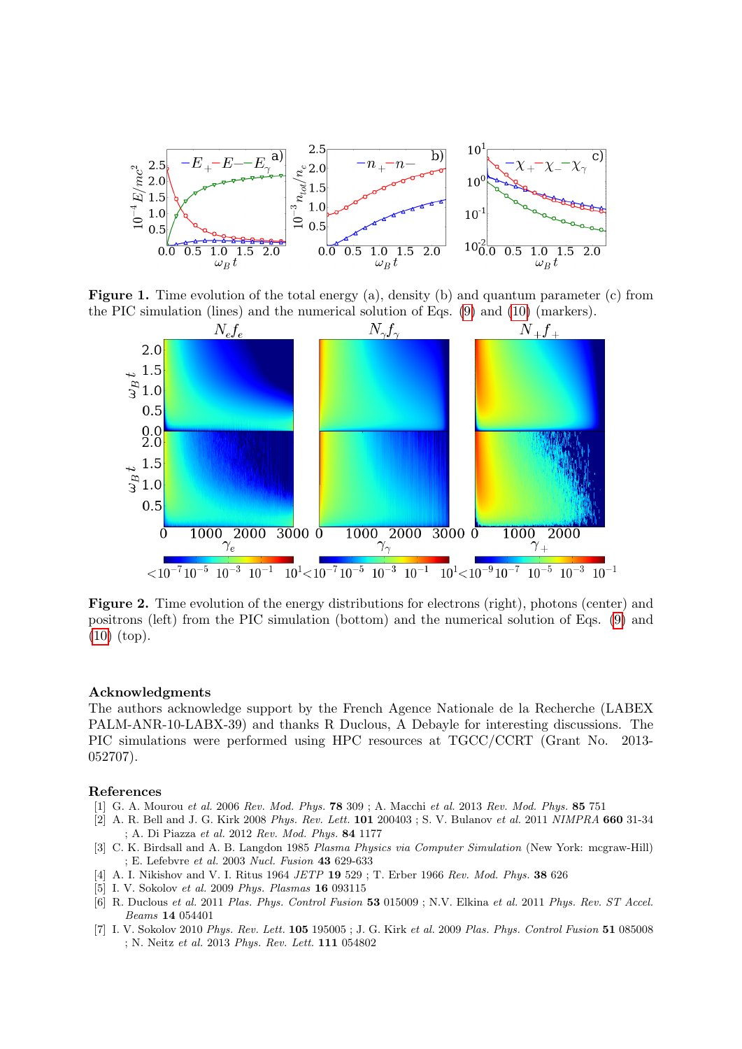$-E_+ - E_- - E_\gamma$ a)

$10^{-4}\,E/mc^2$

2.5 2.0 1.5 1.0 0.5

0.0 0.5 1.0 1.5 2.0

$\omega_B t$

$-n_+ - n_-$ b)

$10^{-3}\,n_{tot}/n_c$

2.5 2.0 1.5 1.0 0.5

0.0 0.5 1.0 1.5 2.0

$\omega_B t$

$-\chi_+ - \chi_- - \chi_\gamma$ c)

$10^{1}$ $10^{0}$ $10^{-1}$ $10^{-2}$

0.0 0.5 1.0 1.5 2.0

$\omega_B t$

**Figure 1.** Time evolution of the total energy (a), density (b) and quantum parameter (c) from the PIC simulation (lines) and the numerical solution of Eqs. (9) and (10) (markers).

$N_e f_e$ $N_\gamma f_\gamma$ $N_+ f_+$

$\omega_B t$

2.0 1.5 1.0 0.5 0.0

$\omega_B t$

2.0 1.5 1.0 0.5

0 1000 2000 3000 0 1000 2000 3000 0 1000 2000

$\gamma_e$ $\gamma_\gamma$ $\gamma_+$

$<10^{-7}$ $10^{-5}$ $10^{-3}$ $10^{-1}$ $10^{1}$ $<10^{-7}$ $10^{-5}$ $10^{-3}$ $10^{-1}$ $10^{1}$ $<10^{-9}$ $10^{-7}$ $10^{-5}$ $10^{-3}$ $10^{-1}$

**Figure 2.** Time evolution of the energy distributions for electrons (right), photons (center) and positrons (left) from the PIC simulation (bottom) and the numerical solution of Eqs. (9) and (10) (top).

## Acknowledgments

The authors acknowledge support by the French Agence Nationale de la Recherche (LABEX PALM-ANR-10-LABX-39) and thanks R Duclous, A Debayle for interesting discussions. The PIC simulations were performed using HPC resources at TGCC/CCRT (Grant No. 2013-052707).

## References

[1] G. A. Mourou *et al.* 2006 *Rev. Mod. Phys.* **78** 309 ; A. Macchi *et al.* 2013 *Rev. Mod. Phys.* **85** 751

[2] A. R. Bell and J. G. Kirk 2008 *Phys. Rev. Lett.* **101** 200403 ; S. V. Bulanov *et al.* 2011 *NIMPRA* **660** 31-34 ; A. Di Piazza *et al.* 2012 *Rev. Mod. Phys.* **84** 1177

[3] C. K. Birdsall and A. B. Langdon 1985 *Plasma Physics via Computer Simulation* (New York: mcgraw-Hill) ; E. Lefebvre *et al.* 2003 *Nucl. Fusion* **43** 629-633

[4] A. I. Nikishov and V. I. Ritus 1964 *JETP* **19** 529 ; T. Erber 1966 *Rev. Mod. Phys.* **38** 626

[5] I. V. Sokolov *et al.* 2009 *Phys. Plasmas* **16** 093115

[6] R. Duclous *et al.* 2011 *Plas. Phys. Control Fusion* **53** 015009 ; N.V. Elkina *et al.* 2011 *Phys. Rev. ST Accel. Beams* **14** 054401

[7] I. V. Sokolov 2010 *Phys. Rev. Lett.* **105** 195005 ; J. G. Kirk *et al.* 2009 *Plas. Phys. Control Fusion* **51** 085008 ; N. Neitz *et al.* 2013 *Phys. Rev. Lett.* **111** 054802